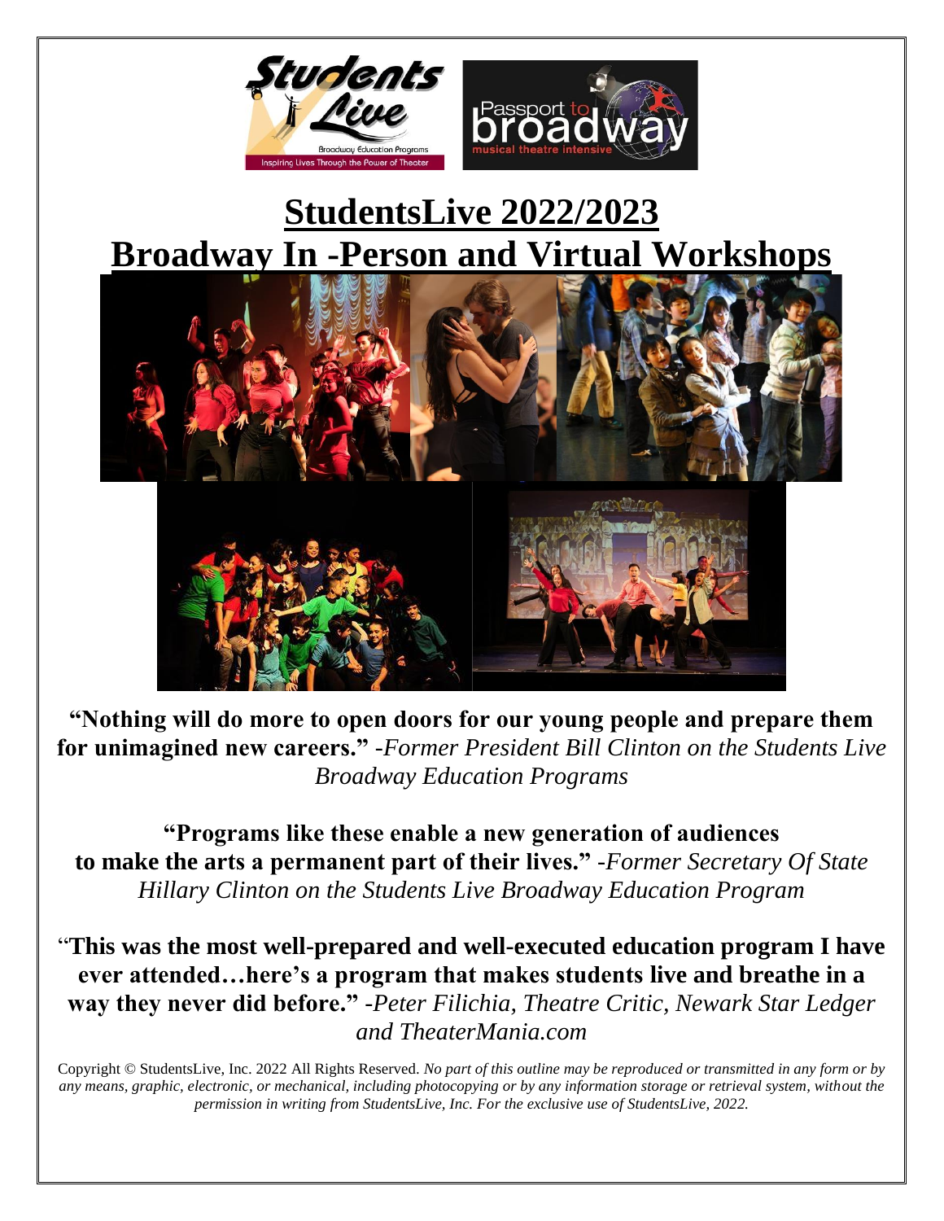# StudentsLive 2022/2023

# Broadway In -Person and Virtual Workshops

**"Nothing will do more to open doors for our young people and prepare them for unimagined new careers."** *-Former President Bill Clinton on the Students Live Broadway Education Programs*

**"Programs like these enable a new generation of audiences to make the arts a permanent part of their lives."** *-Former Secretary Of State Hillary Clinton on the Students Live Broadway Education Program*

"**This was the most well-prepared and well-executed education program I have ever attended…here's a program that makes students live and breathe in a way they never did before."** *-Peter Filichia, Theatre Critic, Newark Star Ledger and TheaterMania.com*

Copyright © StudentsLive, Inc. 2022 All Rights Reserved. *No part of this outline may be reproduced or transmitted in any form or by any means, graphic, electronic, or mechanical, including photocopying or by any information storage or retrieval system, without the permission in writing from StudentsLive, Inc. For the exclusive use of StudentsLive, 2022.*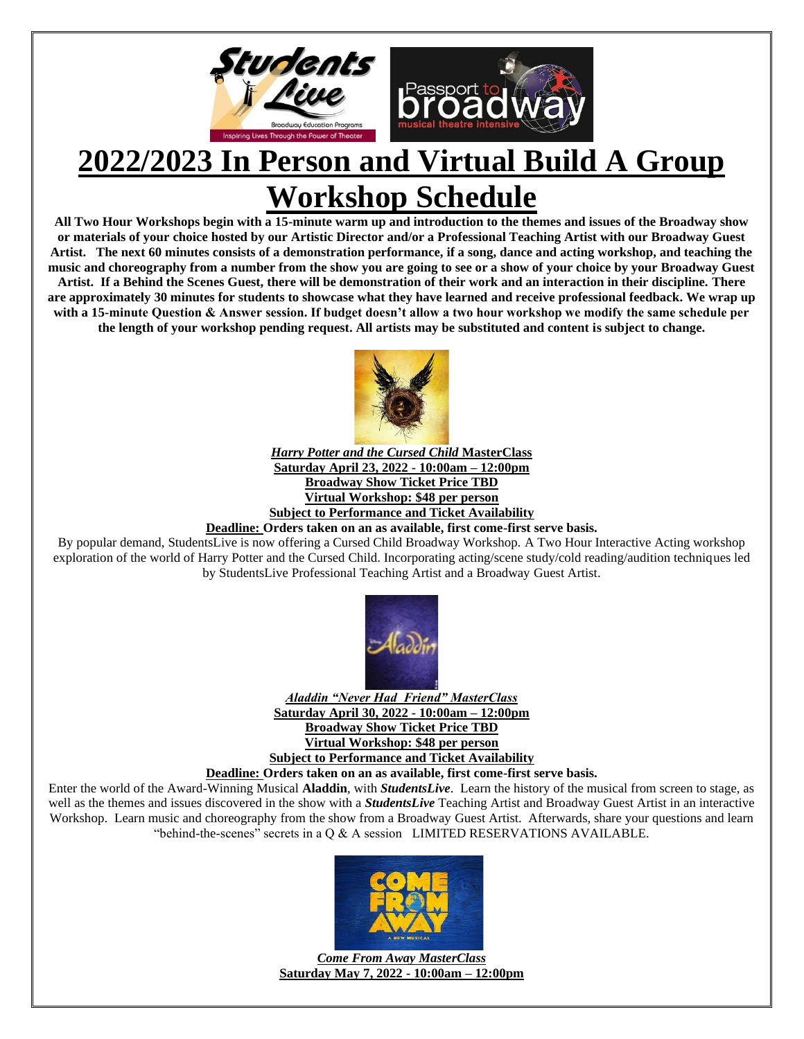# 2022/2023 In Person and Virtual Build A Group Workshop Schedule

**All Two Hour Workshops begin with a 15-minute warm up and introduction to the themes and issues of the Broadway show or materials of your choice hosted by our Artistic Director and/or a Professional Teaching Artist with our Broadway Guest Artist. The next 60 minutes consists of a demonstration performance, if a song, dance and acting workshop, and teaching the music and choreography from a number from the show you are going to see or a show of your choice by your Broadway Guest Artist. If a Behind the Scenes Guest, there will be demonstration of their work and an interaction in their discipline. There are approximately 30 minutes for students to showcase what they have learned and receive professional feedback. We wrap up with a 15-minute Question & Answer session. If budget doesn't allow a two hour workshop we modify the same schedule per the length of your workshop pending request. All artists may be substituted and content is subject to change.**

***Harry Potter and the Cursed Child* MasterClass**
**Saturday April 23, 2022 - 10:00am – 12:00pm**
**Broadway Show Ticket Price TBD**
**Virtual Workshop: $48 per person**
**Subject to Performance and Ticket Availability**
**Deadline: Orders taken on an as available, first come-first serve basis.**

By popular demand, StudentsLive is now offering a Cursed Child Broadway Workshop. A Two Hour Interactive Acting workshop exploration of the world of Harry Potter and the Cursed Child. Incorporating acting/scene study/cold reading/audition techniques led by StudentsLive Professional Teaching Artist and a Broadway Guest Artist.

***Aladdin "Never Had Friend" MasterClass***
**Saturday April 30, 2022 - 10:00am – 12:00pm**
**Broadway Show Ticket Price TBD**
**Virtual Workshop: $48 per person**
**Subject to Performance and Ticket Availability**
**Deadline: Orders taken on an as available, first come-first serve basis.**

Enter the world of the Award-Winning Musical **Aladdin**, with ***StudentsLive***. Learn the history of the musical from screen to stage, as well as the themes and issues discovered in the show with a ***StudentsLive*** Teaching Artist and Broadway Guest Artist in an interactive Workshop. Learn music and choreography from the show from a Broadway Guest Artist. Afterwards, share your questions and learn "behind-the-scenes" secrets in a Q & A session LIMITED RESERVATIONS AVAILABLE.

***Come From Away MasterClass***
**Saturday May 7, 2022 - 10:00am – 12:00pm**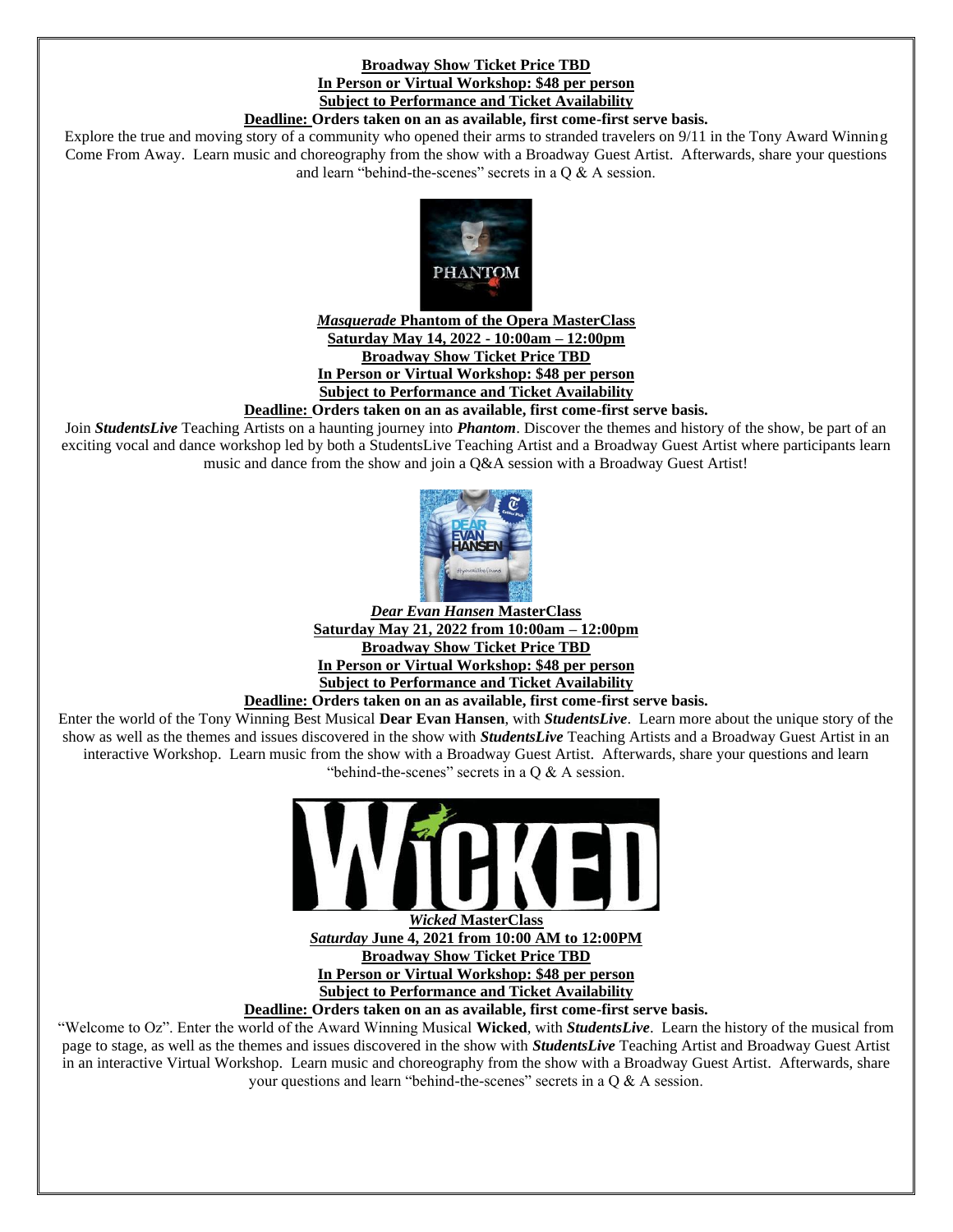**Broadway Show Ticket Price TBD**
**In Person or Virtual Workshop: $48 per person**
**Subject to Performance and Ticket Availability**
**Deadline: Orders taken on an as available, first come-first serve basis.**

Explore the true and moving story of a community who opened their arms to stranded travelers on 9/11 in the Tony Award Winning Come From Away. Learn music and choreography from the show with a Broadway Guest Artist. Afterwards, share your questions and learn "behind-the-scenes" secrets in a Q & A session.

***Masquerade* Phantom of the Opera MasterClass**
**Saturday May 14, 2022 - 10:00am – 12:00pm**
**Broadway Show Ticket Price TBD**
**In Person or Virtual Workshop: $48 per person**
**Subject to Performance and Ticket Availability**
**Deadline: Orders taken on an as available, first come-first serve basis.**

Join ***StudentsLive*** Teaching Artists on a haunting journey into ***Phantom***. Discover the themes and history of the show, be part of an exciting vocal and dance workshop led by both a StudentsLive Teaching Artist and a Broadway Guest Artist where participants learn music and dance from the show and join a Q&A session with a Broadway Guest Artist!

***Dear Evan Hansen* MasterClass**
**Saturday May 21, 2022 from 10:00am – 12:00pm**
**Broadway Show Ticket Price TBD**
**In Person or Virtual Workshop: $48 per person**
**Subject to Performance and Ticket Availability**
**Deadline: Orders taken on an as available, first come-first serve basis.**

Enter the world of the Tony Winning Best Musical **Dear Evan Hansen**, with ***StudentsLive***. Learn more about the unique story of the show as well as the themes and issues discovered in the show with ***StudentsLive*** Teaching Artists and a Broadway Guest Artist in an interactive Workshop. Learn music from the show with a Broadway Guest Artist. Afterwards, share your questions and learn "behind-the-scenes" secrets in a Q & A session.

***Wicked* MasterClass**
***Saturday* June 4, 2021 from 10:00 AM to 12:00PM**
**Broadway Show Ticket Price TBD**
**In Person or Virtual Workshop: $48 per person**
**Subject to Performance and Ticket Availability**
**Deadline: Orders taken on an as available, first come-first serve basis.**

"Welcome to Oz". Enter the world of the Award Winning Musical **Wicked**, with ***StudentsLive***. Learn the history of the musical from page to stage, as well as the themes and issues discovered in the show with ***StudentsLive*** Teaching Artist and Broadway Guest Artist in an interactive Virtual Workshop. Learn music and choreography from the show with a Broadway Guest Artist. Afterwards, share your questions and learn "behind-the-scenes" secrets in a Q & A session.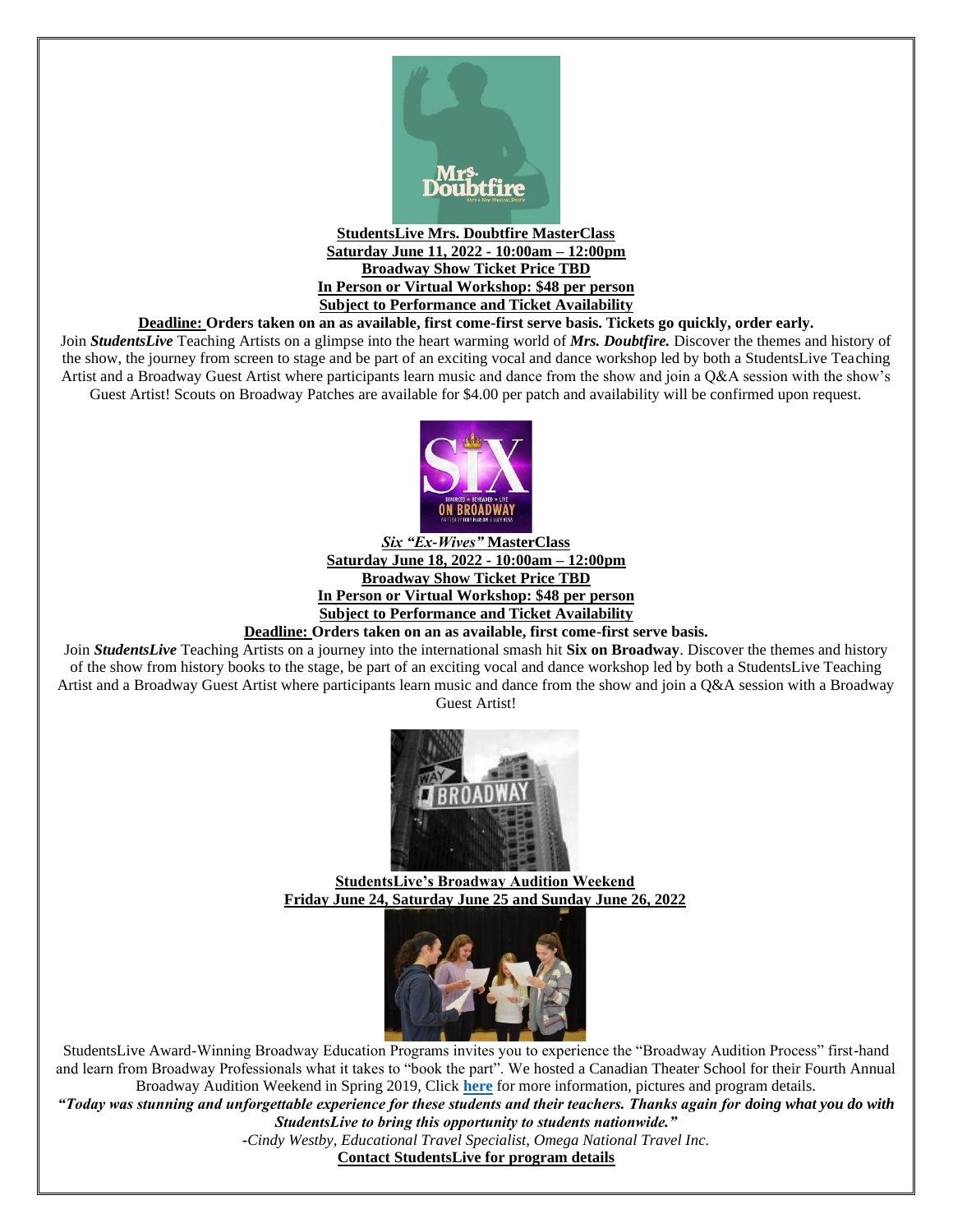**StudentsLive Mrs. Doubtfire MasterClass**
**Saturday June 11, 2022 - 10:00am – 12:00pm**
**Broadway Show Ticket Price TBD**
**In Person or Virtual Workshop: $48 per person**
**Subject to Performance and Ticket Availability**

**Deadline: Orders taken on an as available, first come-first serve basis. Tickets go quickly, order early.**

Join ***StudentsLive*** Teaching Artists on a glimpse into the heart warming world of ***Mrs. Doubtfire.*** Discover the themes and history of the show, the journey from screen to stage and be part of an exciting vocal and dance workshop led by both a StudentsLive Teaching Artist and a Broadway Guest Artist where participants learn music and dance from the show and join a Q&A session with the show's Guest Artist! Scouts on Broadway Patches are available for $4.00 per patch and availability will be confirmed upon request.

***Six "Ex-Wives"* MasterClass**
**Saturday June 18, 2022 - 10:00am – 12:00pm**
**Broadway Show Ticket Price TBD**
**In Person or Virtual Workshop: $48 per person**
**Subject to Performance and Ticket Availability**

**Deadline: Orders taken on an as available, first come-first serve basis.**

Join ***StudentsLive*** Teaching Artists on a journey into the international smash hit **Six on Broadway**. Discover the themes and history of the show from history books to the stage, be part of an exciting vocal and dance workshop led by both a StudentsLive Teaching Artist and a Broadway Guest Artist where participants learn music and dance from the show and join a Q&A session with a Broadway Guest Artist!

**StudentsLive's Broadway Audition Weekend**
**Friday June 24, Saturday June 25 and Sunday June 26, 2022**

StudentsLive Award-Winning Broadway Education Programs invites you to experience the "Broadway Audition Process" first-hand and learn from Broadway Professionals what it takes to "book the part". We hosted a Canadian Theater School for their Fourth Annual Broadway Audition Weekend in Spring 2019, Click **here** for more information, pictures and program details.

***"Today was stunning and unforgettable experience for these students and their teachers. Thanks again for doing what you do with StudentsLive to bring this opportunity to students nationwide."***

*-Cindy Westby, Educational Travel Specialist, Omega National Travel Inc.*

**Contact StudentsLive for program details**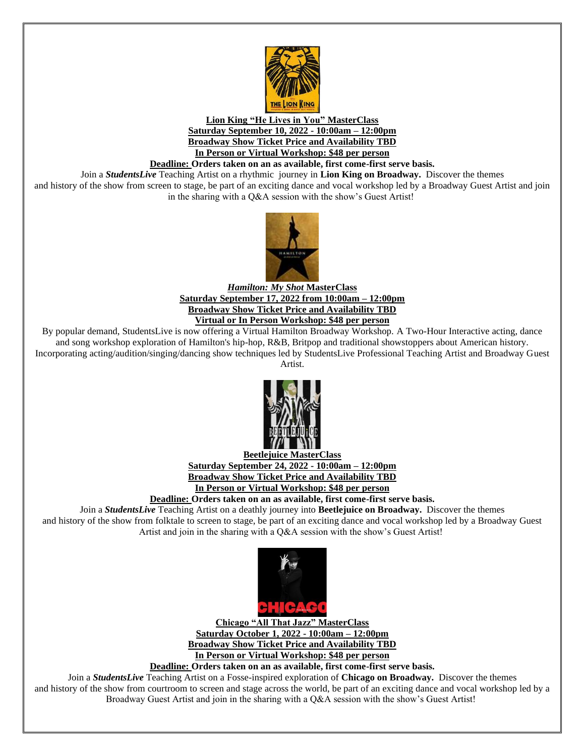**Lion King "He Lives in You" MasterClass**
**Saturday September 10, 2022 - 10:00am – 12:00pm**
**Broadway Show Ticket Price and Availability TBD**
**In Person or Virtual Workshop: $48 per person**
**Deadline: Orders taken on an as available, first come-first serve basis.**

Join a ***StudentsLive*** Teaching Artist on a rhythmic journey in **Lion King on Broadway.** Discover the themes and history of the show from screen to stage, be part of an exciting dance and vocal workshop led by a Broadway Guest Artist and join in the sharing with a Q&A session with the show's Guest Artist!

***Hamilton: My Shot*** **MasterClass**
**Saturday September 17, 2022 from 10:00am – 12:00pm**
**Broadway Show Ticket Price and Availability TBD**
**Virtual or In Person Workshop: $48 per person**

By popular demand, StudentsLive is now offering a Virtual Hamilton Broadway Workshop. A Two-Hour Interactive acting, dance and song workshop exploration of Hamilton's hip-hop, R&B, Britpop and traditional showstoppers about American history. Incorporating acting/audition/singing/dancing show techniques led by StudentsLive Professional Teaching Artist and Broadway Guest Artist.

**Beetlejuice MasterClass**
**Saturday September 24, 2022 - 10:00am – 12:00pm**
**Broadway Show Ticket Price and Availability TBD**
**In Person or Virtual Workshop: $48 per person**
**Deadline: Orders taken on an as available, first come-first serve basis.**

Join a ***StudentsLive*** Teaching Artist on a deathly journey into **Beetlejuice on Broadway.** Discover the themes and history of the show from folktale to screen to stage, be part of an exciting dance and vocal workshop led by a Broadway Guest Artist and join in the sharing with a Q&A session with the show's Guest Artist!

**Chicago "All That Jazz" MasterClass**
**Saturday October 1, 2022 - 10:00am – 12:00pm**
**Broadway Show Ticket Price and Availability TBD**
**In Person or Virtual Workshop: $48 per person**
**Deadline: Orders taken on an as available, first come-first serve basis.**

Join a ***StudentsLive*** Teaching Artist on a Fosse-inspired exploration of **Chicago on Broadway.** Discover the themes and history of the show from courtroom to screen and stage across the world, be part of an exciting dance and vocal workshop led by a Broadway Guest Artist and join in the sharing with a Q&A session with the show's Guest Artist!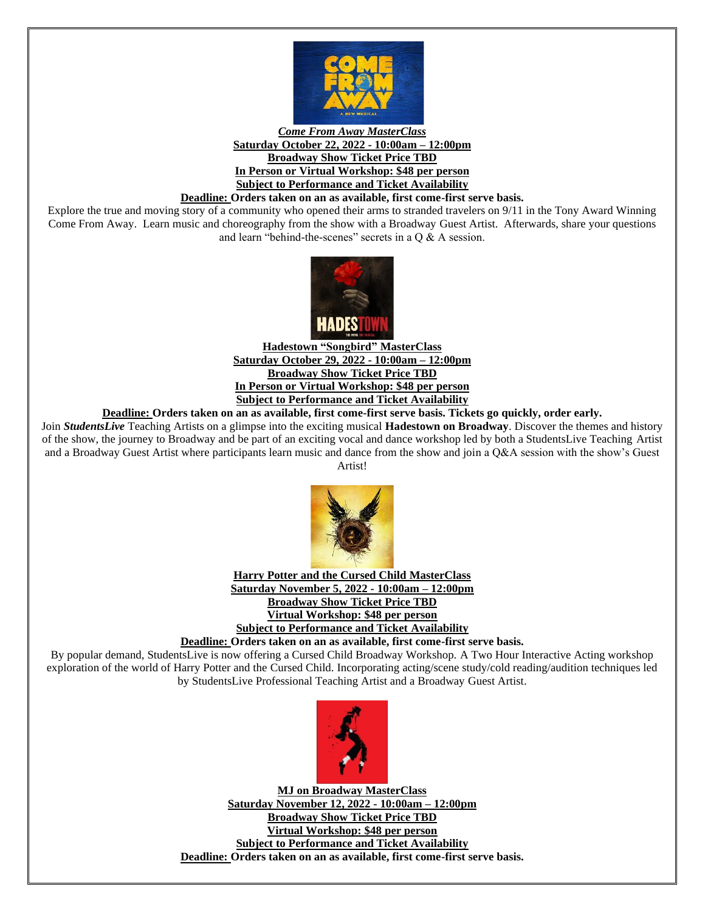***Come From Away MasterClass***
**Saturday October 22, 2022 - 10:00am – 12:00pm**
**Broadway Show Ticket Price TBD**
**In Person or Virtual Workshop: $48 per person**
**Subject to Performance and Ticket Availability**
**Deadline: Orders taken on an as available, first come-first serve basis.**

Explore the true and moving story of a community who opened their arms to stranded travelers on 9/11 in the Tony Award Winning Come From Away. Learn music and choreography from the show with a Broadway Guest Artist. Afterwards, share your questions and learn "behind-the-scenes" secrets in a Q & A session.

**Hadestown "Songbird" MasterClass**
**Saturday October 29, 2022 - 10:00am – 12:00pm**
**Broadway Show Ticket Price TBD**
**In Person or Virtual Workshop: $48 per person**
**Subject to Performance and Ticket Availability**
**Deadline: Orders taken on an as available, first come-first serve basis. Tickets go quickly, order early.**

Join ***StudentsLive*** Teaching Artists on a glimpse into the exciting musical **Hadestown on Broadway**. Discover the themes and history of the show, the journey to Broadway and be part of an exciting vocal and dance workshop led by both a StudentsLive Teaching Artist and a Broadway Guest Artist where participants learn music and dance from the show and join a Q&A session with the show's Guest Artist!

**Harry Potter and the Cursed Child MasterClass**
**Saturday November 5, 2022 - 10:00am – 12:00pm**
**Broadway Show Ticket Price TBD**
**Virtual Workshop: $48 per person**
**Subject to Performance and Ticket Availability**
**Deadline: Orders taken on an as available, first come-first serve basis.**

By popular demand, StudentsLive is now offering a Cursed Child Broadway Workshop. A Two Hour Interactive Acting workshop exploration of the world of Harry Potter and the Cursed Child. Incorporating acting/scene study/cold reading/audition techniques led by StudentsLive Professional Teaching Artist and a Broadway Guest Artist.

**MJ on Broadway MasterClass**
**Saturday November 12, 2022 - 10:00am – 12:00pm**
**Broadway Show Ticket Price TBD**
**Virtual Workshop: $48 per person**
**Subject to Performance and Ticket Availability**
**Deadline: Orders taken on an as available, first come-first serve basis.**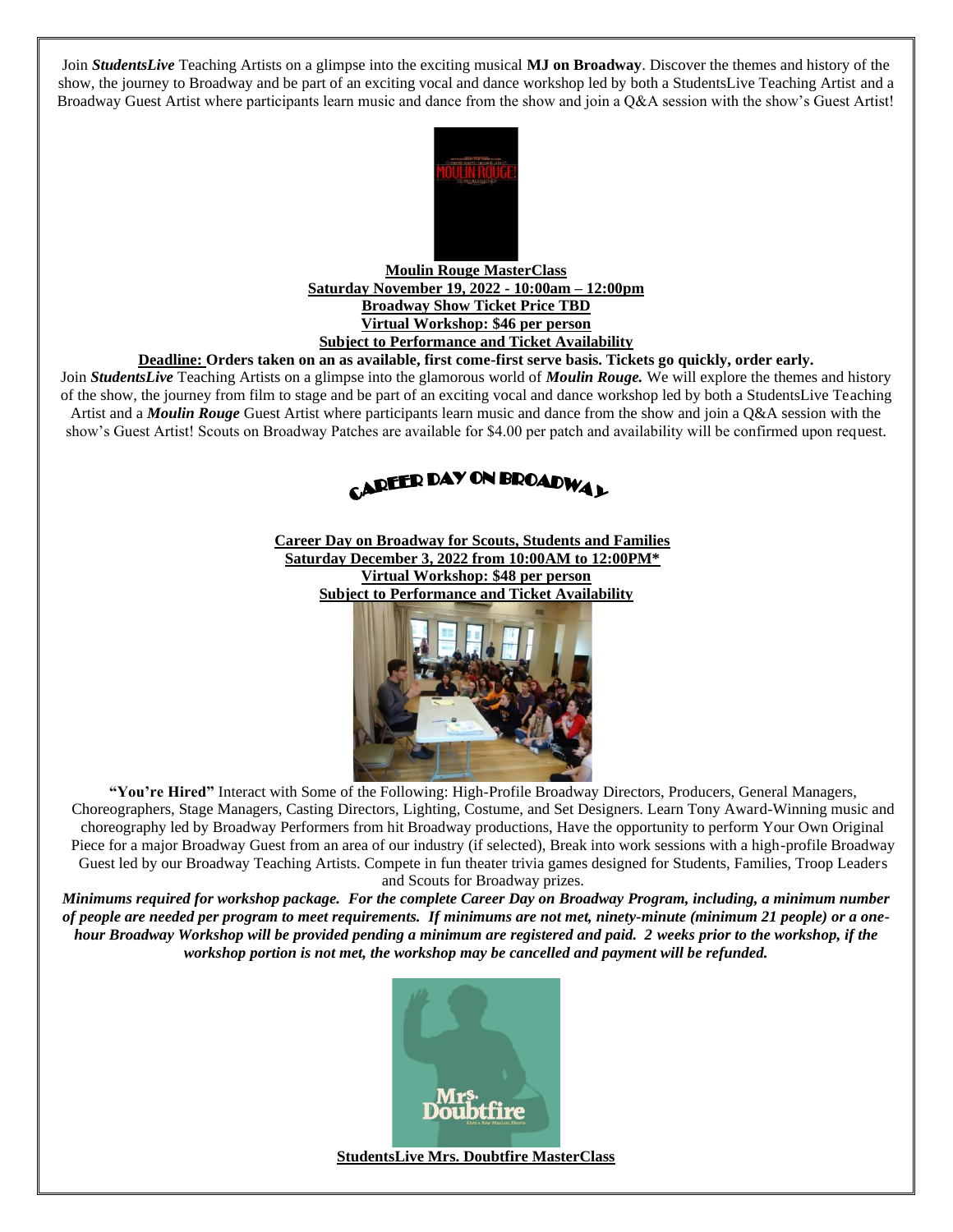Join ***StudentsLive*** Teaching Artists on a glimpse into the exciting musical **MJ on Broadway**. Discover the themes and history of the show, the journey to Broadway and be part of an exciting vocal and dance workshop led by both a StudentsLive Teaching Artist and a Broadway Guest Artist where participants learn music and dance from the show and join a Q&A session with the show's Guest Artist!

**Moulin Rouge MasterClass**
**Saturday November 19, 2022 - 10:00am – 12:00pm**
**Broadway Show Ticket Price TBD**
**Virtual Workshop: $46 per person**
**Subject to Performance and Ticket Availability**

**Deadline: Orders taken on an as available, first come-first serve basis. Tickets go quickly, order early.**

Join ***StudentsLive*** Teaching Artists on a glimpse into the glamorous world of ***Moulin Rouge.*** We will explore the themes and history of the show, the journey from film to stage and be part of an exciting vocal and dance workshop led by both a StudentsLive Teaching Artist and a ***Moulin Rouge*** Guest Artist where participants learn music and dance from the show and join a Q&A session with the show's Guest Artist! Scouts on Broadway Patches are available for $4.00 per patch and availability will be confirmed upon request.

## CAREER DAY ON BROADWAY

**Career Day on Broadway for Scouts, Students and Families**
**Saturday December 3, 2022 from 10:00AM to 12:00PM***
**Virtual Workshop: $48 per person**
**Subject to Performance and Ticket Availability**

**"You're Hired"** Interact with Some of the Following: High-Profile Broadway Directors, Producers, General Managers, Choreographers, Stage Managers, Casting Directors, Lighting, Costume, and Set Designers. Learn Tony Award-Winning music and choreography led by Broadway Performers from hit Broadway productions, Have the opportunity to perform Your Own Original Piece for a major Broadway Guest from an area of our industry (if selected), Break into work sessions with a high-profile Broadway Guest led by our Broadway Teaching Artists. Compete in fun theater trivia games designed for Students, Families, Troop Leaders and Scouts for Broadway prizes.

***Minimums required for workshop package. For the complete Career Day on Broadway Program, including, a minimum number of people are needed per program to meet requirements. If minimums are not met, ninety-minute (minimum 21 people) or a one-hour Broadway Workshop will be provided pending a minimum are registered and paid. 2 weeks prior to the workshop, if the workshop portion is not met, the workshop may be cancelled and payment will be refunded.***

**StudentsLive Mrs. Doubtfire MasterClass**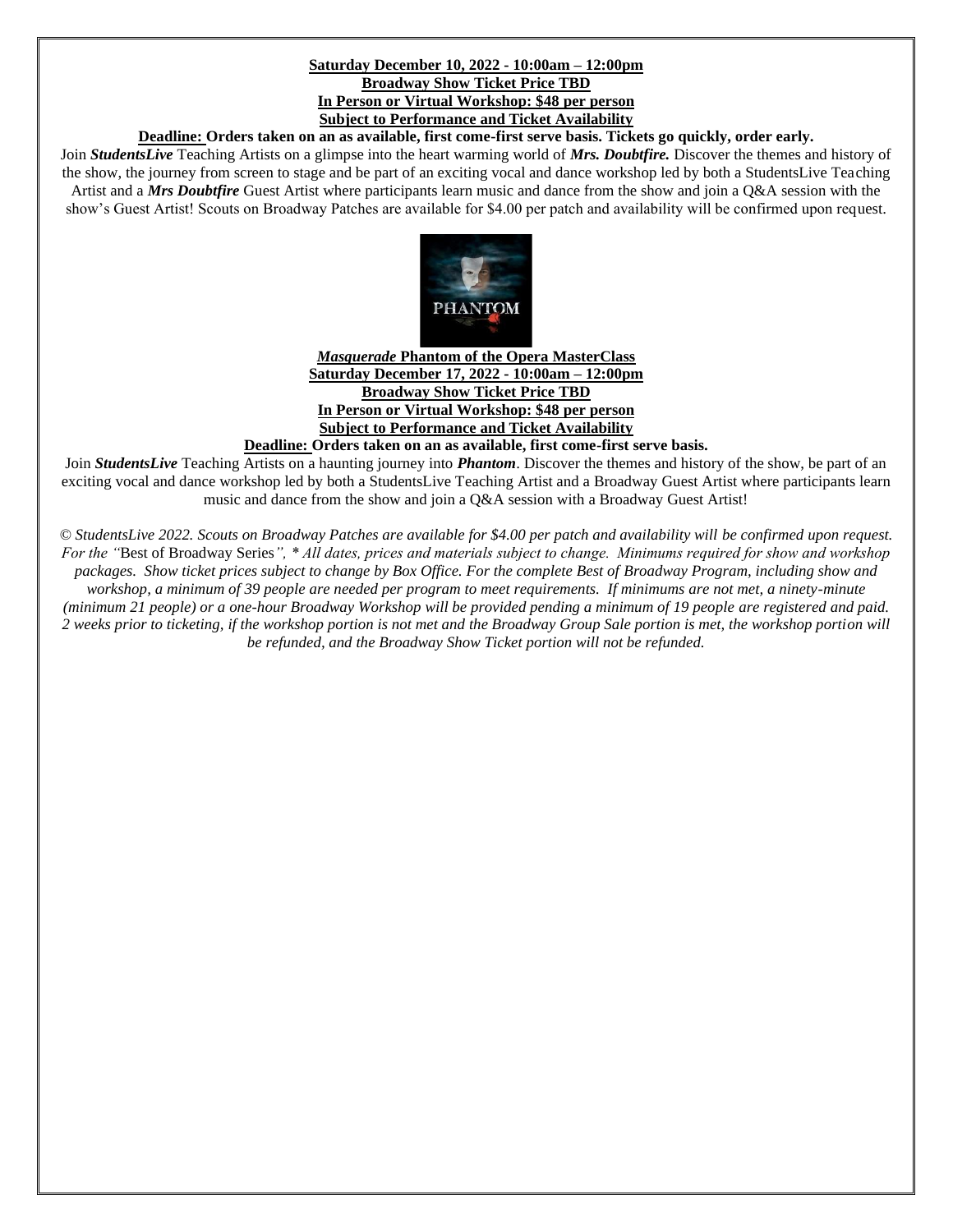**Saturday December 10, 2022 - 10:00am – 12:00pm**
**Broadway Show Ticket Price TBD**
**In Person or Virtual Workshop: $48 per person**
**Subject to Performance and Ticket Availability**

**Deadline: Orders taken on an as available, first come-first serve basis. Tickets go quickly, order early.**

Join ***StudentsLive*** Teaching Artists on a glimpse into the heart warming world of ***Mrs. Doubtfire.*** Discover the themes and history of the show, the journey from screen to stage and be part of an exciting vocal and dance workshop led by both a StudentsLive Teaching Artist and a ***Mrs Doubtfire*** Guest Artist where participants learn music and dance from the show and join a Q&A session with the show's Guest Artist! Scouts on Broadway Patches are available for $4.00 per patch and availability will be confirmed upon request.

***Masquerade*** **Phantom of the Opera MasterClass**
**Saturday December 17, 2022 - 10:00am – 12:00pm**
**Broadway Show Ticket Price TBD**
**In Person or Virtual Workshop: $48 per person**
**Subject to Performance and Ticket Availability**

**Deadline: Orders taken on an as available, first come-first serve basis.**

Join ***StudentsLive*** Teaching Artists on a haunting journey into ***Phantom***. Discover the themes and history of the show, be part of an exciting vocal and dance workshop led by both a StudentsLive Teaching Artist and a Broadway Guest Artist where participants learn music and dance from the show and join a Q&A session with a Broadway Guest Artist!

*© StudentsLive 2022. Scouts on Broadway Patches are available for $4.00 per patch and availability will be confirmed upon request. For the "*Best of Broadway Series*", * All dates, prices and materials subject to change. Minimums required for show and workshop packages. Show ticket prices subject to change by Box Office. For the complete Best of Broadway Program, including show and workshop, a minimum of 39 people are needed per program to meet requirements. If minimums are not met, a ninety-minute (minimum 21 people) or a one-hour Broadway Workshop will be provided pending a minimum of 19 people are registered and paid. 2 weeks prior to ticketing, if the workshop portion is not met and the Broadway Group Sale portion is met, the workshop portion will be refunded, and the Broadway Show Ticket portion will not be refunded.*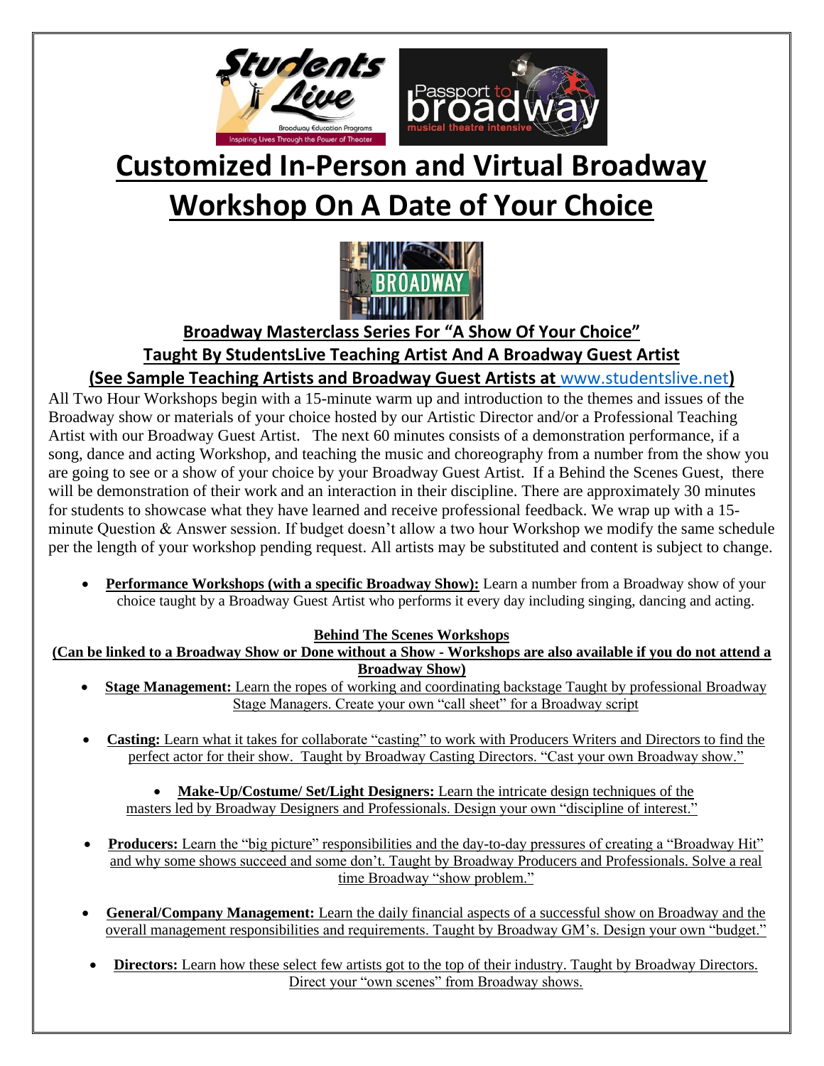# Customized In-Person and Virtual Broadway Workshop On A Date of Your Choice

## Broadway Masterclass Series For "A Show Of Your Choice"
## Taught By StudentsLive Teaching Artist And A Broadway Guest Artist
## (See Sample Teaching Artists and Broadway Guest Artists at www.studentslive.net)

All Two Hour Workshops begin with a 15-minute warm up and introduction to the themes and issues of the Broadway show or materials of your choice hosted by our Artistic Director and/or a Professional Teaching Artist with our Broadway Guest Artist. The next 60 minutes consists of a demonstration performance, if a song, dance and acting Workshop, and teaching the music and choreography from a number from the show you are going to see or a show of your choice by your Broadway Guest Artist. If a Behind the Scenes Guest, there will be demonstration of their work and an interaction in their discipline. There are approximately 30 minutes for students to showcase what they have learned and receive professional feedback. We wrap up with a 15-minute Question & Answer session. If budget doesn't allow a two hour Workshop we modify the same schedule per the length of your workshop pending request. All artists may be substituted and content is subject to change.

- **Performance Workshops (with a specific Broadway Show):** Learn a number from a Broadway show of your choice taught by a Broadway Guest Artist who performs it every day including singing, dancing and acting.

**Behind The Scenes Workshops**
**(Can be linked to a Broadway Show or Done without a Show - Workshops are also available if you do not attend a Broadway Show)**

- **Stage Management:** Learn the ropes of working and coordinating backstage Taught by professional Broadway Stage Managers. Create your own "call sheet" for a Broadway script
- **Casting:** Learn what it takes for collaborate "casting" to work with Producers Writers and Directors to find the perfect actor for their show. Taught by Broadway Casting Directors. "Cast your own Broadway show."
- **Make-Up/Costume/ Set/Light Designers:** Learn the intricate design techniques of the masters led by Broadway Designers and Professionals. Design your own "discipline of interest."
- **Producers:** Learn the "big picture" responsibilities and the day-to-day pressures of creating a "Broadway Hit" and why some shows succeed and some don't. Taught by Broadway Producers and Professionals. Solve a real time Broadway "show problem."
- **General/Company Management:** Learn the daily financial aspects of a successful show on Broadway and the overall management responsibilities and requirements. Taught by Broadway GM's. Design your own "budget."
- **Directors:** Learn how these select few artists got to the top of their industry. Taught by Broadway Directors. Direct your "own scenes" from Broadway shows.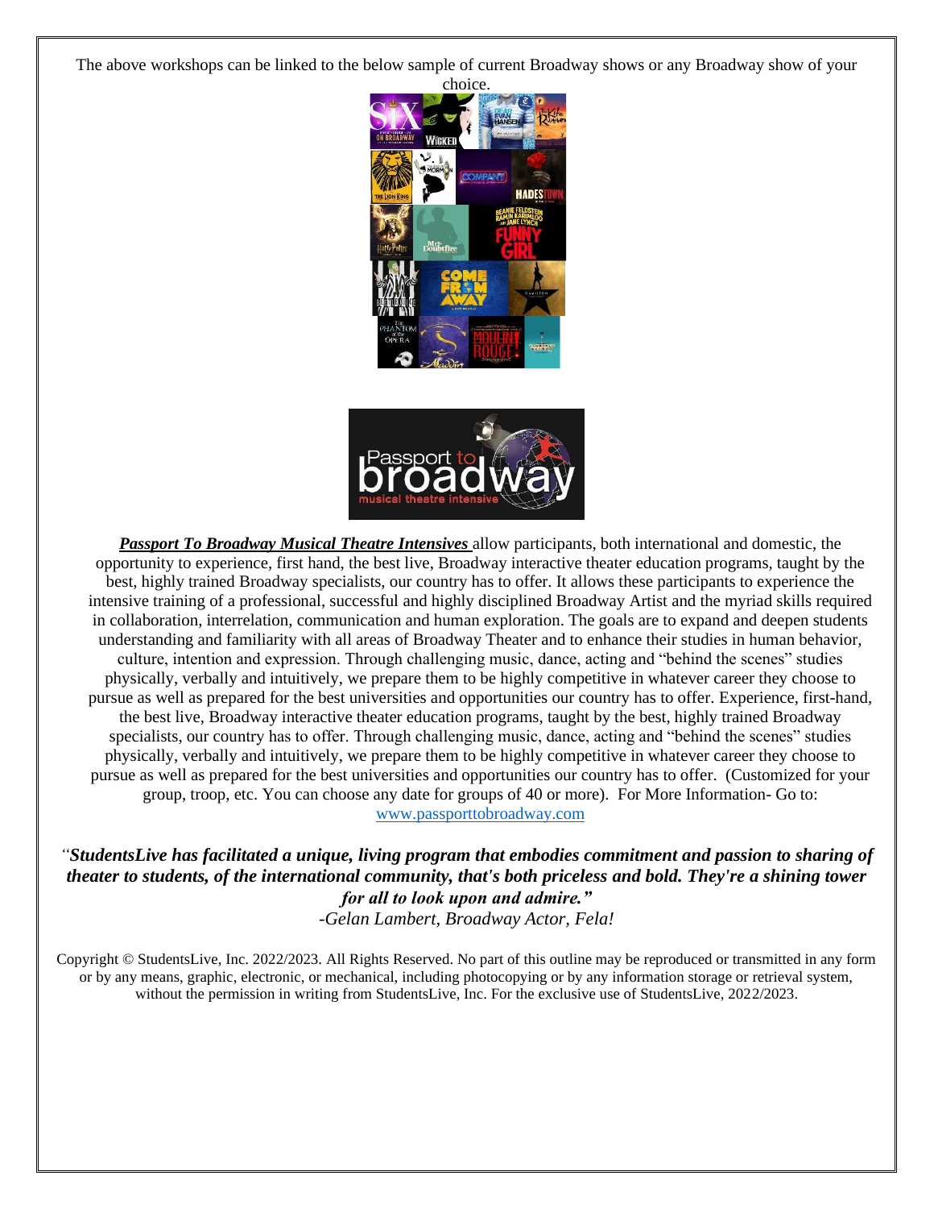The above workshops can be linked to the below sample of current Broadway shows or any Broadway show of your choice.

***Passport To Broadway Musical Theatre Intensives*** allow participants, both international and domestic, the opportunity to experience, first hand, the best live, Broadway interactive theater education programs, taught by the best, highly trained Broadway specialists, our country has to offer. It allows these participants to experience the intensive training of a professional, successful and highly disciplined Broadway Artist and the myriad skills required in collaboration, interrelation, communication and human exploration. The goals are to expand and deepen students understanding and familiarity with all areas of Broadway Theater and to enhance their studies in human behavior, culture, intention and expression. Through challenging music, dance, acting and "behind the scenes" studies physically, verbally and intuitively, we prepare them to be highly competitive in whatever career they choose to pursue as well as prepared for the best universities and opportunities our country has to offer. Experience, first-hand, the best live, Broadway interactive theater education programs, taught by the best, highly trained Broadway specialists, our country has to offer. Through challenging music, dance, acting and "behind the scenes" studies physically, verbally and intuitively, we prepare them to be highly competitive in whatever career they choose to pursue as well as prepared for the best universities and opportunities our country has to offer. (Customized for your group, troop, etc. You can choose any date for groups of 40 or more). For More Information- Go to: www.passporttobroadway.com

***"StudentsLive has facilitated a unique, living program that embodies commitment and passion to sharing of theater to students, of the international community, that's both priceless and bold. They're a shining tower for all to look upon and admire."***

*-Gelan Lambert, Broadway Actor, Fela!*

Copyright © StudentsLive, Inc. 2022/2023. All Rights Reserved. No part of this outline may be reproduced or transmitted in any form or by any means, graphic, electronic, or mechanical, including photocopying or by any information storage or retrieval system, without the permission in writing from StudentsLive, Inc. For the exclusive use of StudentsLive, 2022/2023.